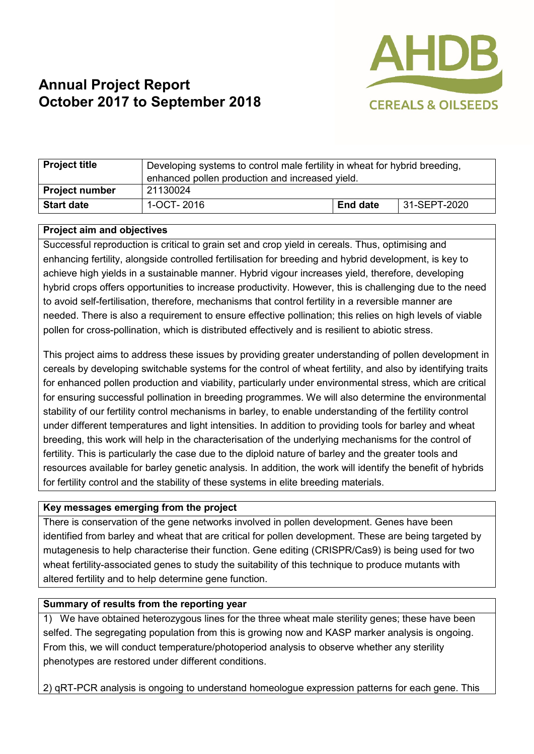# Annual Project Report
# October 2017 to September 2018

| Project title | Developing systems to control male fertility in wheat for hybrid breeding, enhanced pollen production and increased yield. | | |
|---|---|---|---|
| **Project number** | 21130024 | | |
| **Start date** | 1-OCT- 2016 | **End date** | 31-SEPT-2020 |

## Project aim and objectives

Successful reproduction is critical to grain set and crop yield in cereals. Thus, optimising and enhancing fertility, alongside controlled fertilisation for breeding and hybrid development, is key to achieve high yields in a sustainable manner. Hybrid vigour increases yield, therefore, developing hybrid crops offers opportunities to increase productivity. However, this is challenging due to the need to avoid self-fertilisation, therefore, mechanisms that control fertility in a reversible manner are needed. There is also a requirement to ensure effective pollination; this relies on high levels of viable pollen for cross-pollination, which is distributed effectively and is resilient to abiotic stress.

This project aims to address these issues by providing greater understanding of pollen development in cereals by developing switchable systems for the control of wheat fertility, and also by identifying traits for enhanced pollen production and viability, particularly under environmental stress, which are critical for ensuring successful pollination in breeding programmes. We will also determine the environmental stability of our fertility control mechanisms in barley, to enable understanding of the fertility control under different temperatures and light intensities. In addition to providing tools for barley and wheat breeding, this work will help in the characterisation of the underlying mechanisms for the control of fertility. This is particularly the case due to the diploid nature of barley and the greater tools and resources available for barley genetic analysis. In addition, the work will identify the benefit of hybrids for fertility control and the stability of these systems in elite breeding materials.

## Key messages emerging from the project

There is conservation of the gene networks involved in pollen development. Genes have been identified from barley and wheat that are critical for pollen development. These are being targeted by mutagenesis to help characterise their function. Gene editing (CRISPR/Cas9) is being used for two wheat fertility-associated genes to study the suitability of this technique to produce mutants with altered fertility and to help determine gene function.

## Summary of results from the reporting year

1) We have obtained heterozygous lines for the three wheat male sterility genes; these have been selfed. The segregating population from this is growing now and KASP marker analysis is ongoing. From this, we will conduct temperature/photoperiod analysis to observe whether any sterility phenotypes are restored under different conditions.

2) qRT-PCR analysis is ongoing to understand homeologue expression patterns for each gene. This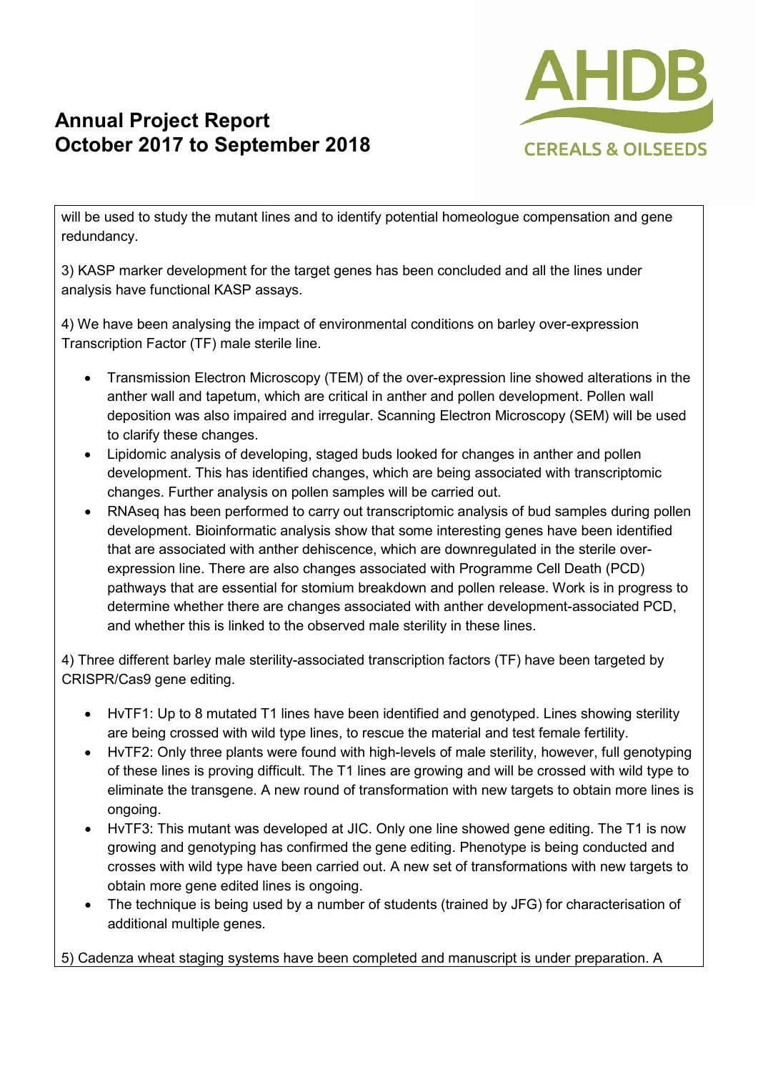will be used to study the mutant lines and to identify potential homeologue compensation and gene redundancy.

3) KASP marker development for the target genes has been concluded and all the lines under analysis have functional KASP assays.

4) We have been analysing the impact of environmental conditions on barley over-expression Transcription Factor (TF) male sterile line.

- Transmission Electron Microscopy (TEM) of the over-expression line showed alterations in the anther wall and tapetum, which are critical in anther and pollen development. Pollen wall deposition was also impaired and irregular. Scanning Electron Microscopy (SEM) will be used to clarify these changes.
- Lipidomic analysis of developing, staged buds looked for changes in anther and pollen development. This has identified changes, which are being associated with transcriptomic changes. Further analysis on pollen samples will be carried out.
- RNAseq has been performed to carry out transcriptomic analysis of bud samples during pollen development. Bioinformatic analysis show that some interesting genes have been identified that are associated with anther dehiscence, which are downregulated in the sterile over-expression line. There are also changes associated with Programme Cell Death (PCD) pathways that are essential for stomium breakdown and pollen release. Work is in progress to determine whether there are changes associated with anther development-associated PCD, and whether this is linked to the observed male sterility in these lines.

4) Three different barley male sterility-associated transcription factors (TF) have been targeted by CRISPR/Cas9 gene editing.

- HvTF1: Up to 8 mutated T1 lines have been identified and genotyped. Lines showing sterility are being crossed with wild type lines, to rescue the material and test female fertility.
- HvTF2: Only three plants were found with high-levels of male sterility, however, full genotyping of these lines is proving difficult. The T1 lines are growing and will be crossed with wild type to eliminate the transgene. A new round of transformation with new targets to obtain more lines is ongoing.
- HvTF3: This mutant was developed at JIC. Only one line showed gene editing. The T1 is now growing and genotyping has confirmed the gene editing. Phenotype is being conducted and crosses with wild type have been carried out. A new set of transformations with new targets to obtain more gene edited lines is ongoing.
- The technique is being used by a number of students (trained by JFG) for characterisation of additional multiple genes.

5) Cadenza wheat staging systems have been completed and manuscript is under preparation. A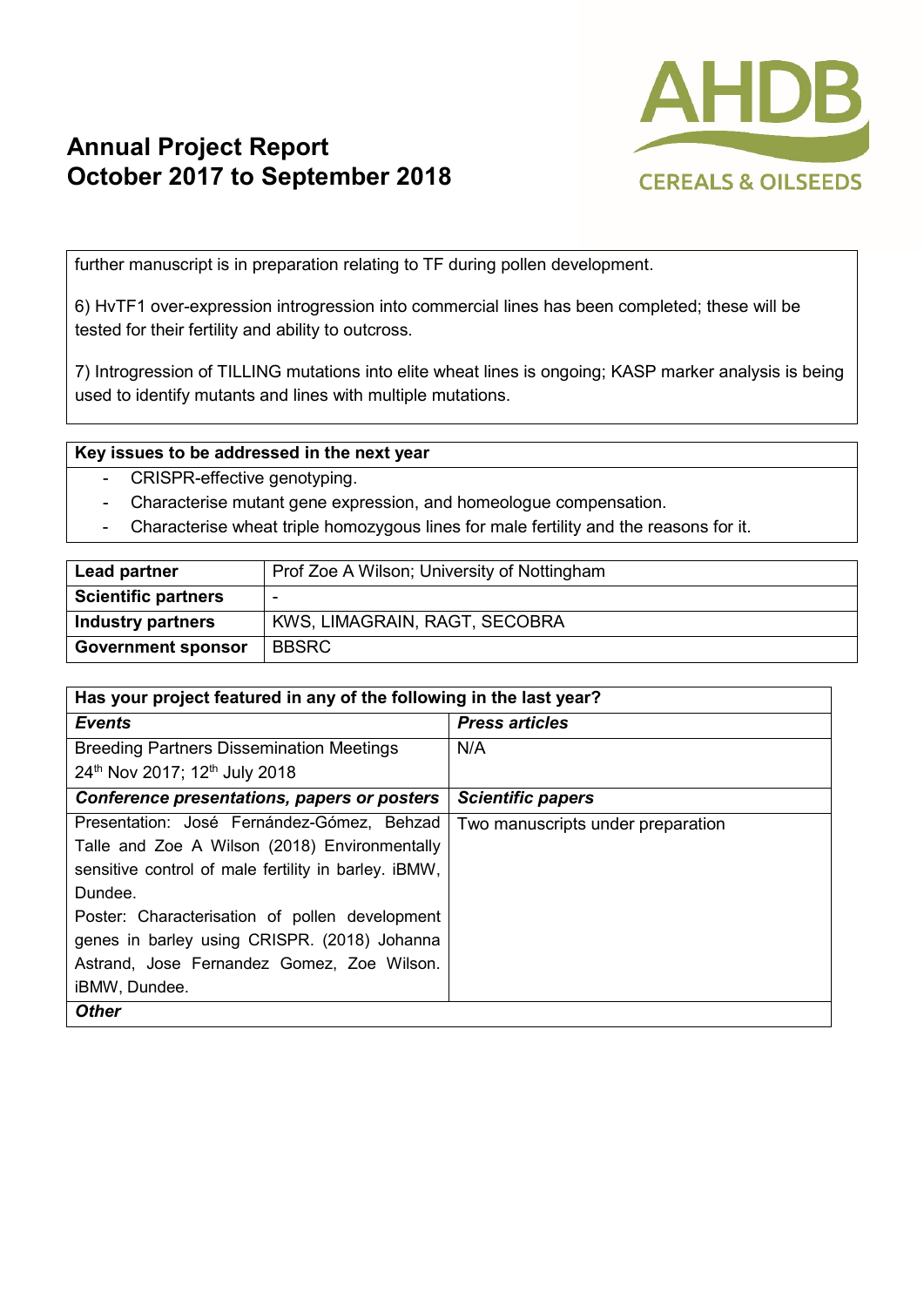further manuscript is in preparation relating to TF during pollen development.

6) HvTF1 over-expression introgression into commercial lines has been completed; these will be tested for their fertility and ability to outcross.

7) Introgression of TILLING mutations into elite wheat lines is ongoing; KASP marker analysis is being used to identify mutants and lines with multiple mutations.

**Key issues to be addressed in the next year**

- CRISPR-effective genotyping.
- Characterise mutant gene expression, and homeologue compensation.
- Characterise wheat triple homozygous lines for male fertility and the reasons for it.

| | |
|---|---|
| **Lead partner** | Prof Zoe A Wilson; University of Nottingham |
| **Scientific partners** | - |
| **Industry partners** | KWS, LIMAGRAIN, RAGT, SECOBRA |
| **Government sponsor** | BBSRC |

| **Has your project featured in any of the following in the last year?** | |
|---|---|
| ***Events*** | ***Press articles*** |
| Breeding Partners Dissemination Meetings 24th Nov 2017; 12th July 2018 | N/A |
| ***Conference presentations, papers or posters*** | ***Scientific papers*** |
| Presentation: José Fernández-Gómez, Behzad Talle and Zoe A Wilson (2018) Environmentally sensitive control of male fertility in barley. iBMW, Dundee.<br>Poster: Characterisation of pollen development genes in barley using CRISPR. (2018) Johanna Astrand, Jose Fernandez Gomez, Zoe Wilson. iBMW, Dundee. | Two manuscripts under preparation |
| ***Other*** | |